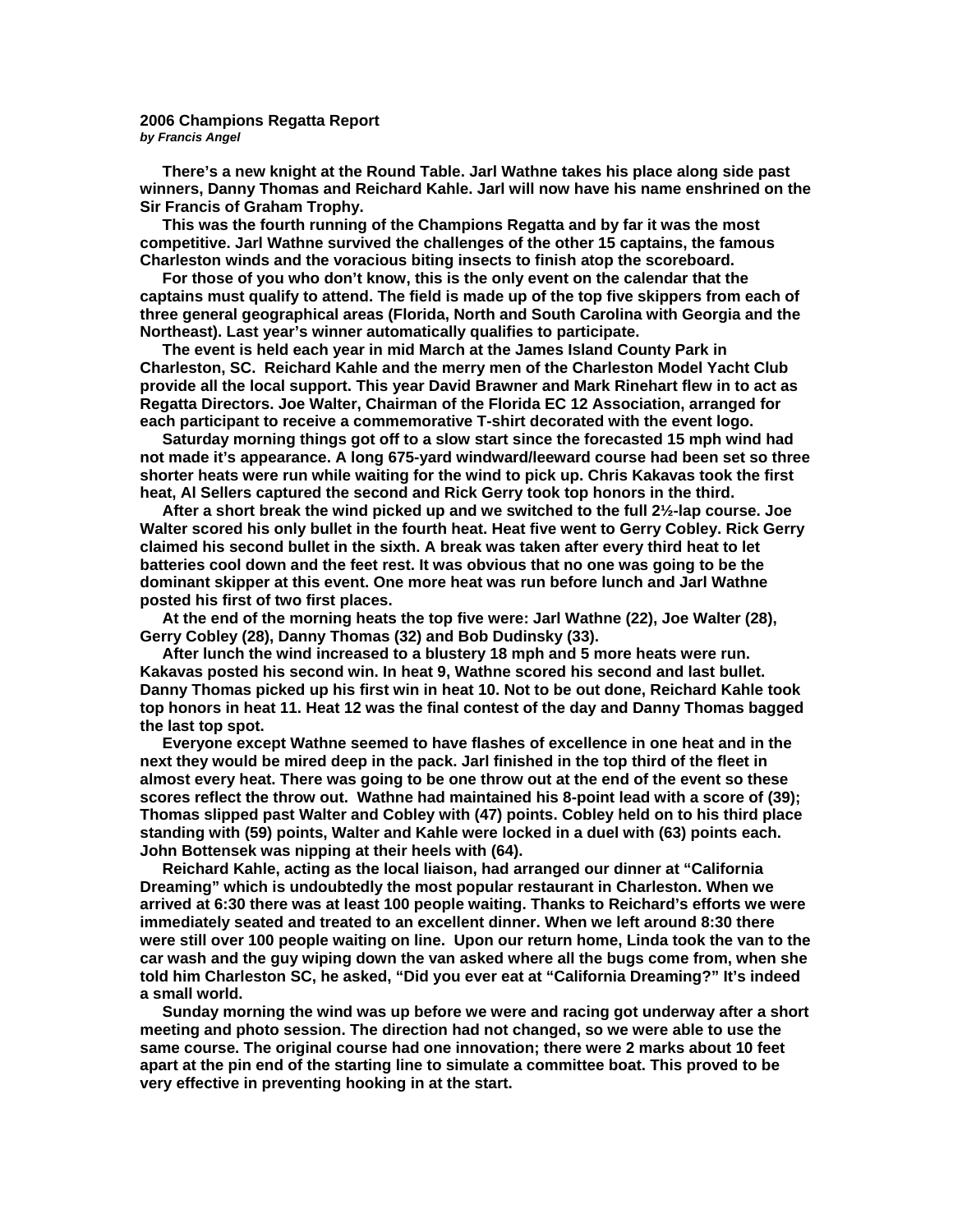**2006 Champions Regatta Report**
***by Francis Angel***

**There's a new knight at the Round Table. Jarl Wathne takes his place along side past winners, Danny Thomas and Reichard Kahle. Jarl will now have his name enshrined on the Sir Francis of Graham Trophy.**

**This was the fourth running of the Champions Regatta and by far it was the most competitive. Jarl Wathne survived the challenges of the other 15 captains, the famous Charleston winds and the voracious biting insects to finish atop the scoreboard.**

**For those of you who don't know, this is the only event on the calendar that the captains must qualify to attend. The field is made up of the top five skippers from each of three general geographical areas (Florida, North and South Carolina with Georgia and the Northeast). Last year's winner automatically qualifies to participate.**

**The event is held each year in mid March at the James Island County Park in Charleston, SC. Reichard Kahle and the merry men of the Charleston Model Yacht Club provide all the local support. This year David Brawner and Mark Rinehart flew in to act as Regatta Directors. Joe Walter, Chairman of the Florida EC 12 Association, arranged for each participant to receive a commemorative T-shirt decorated with the event logo.**

**Saturday morning things got off to a slow start since the forecasted 15 mph wind had not made it's appearance. A long 675-yard windward/leeward course had been set so three shorter heats were run while waiting for the wind to pick up. Chris Kakavas took the first heat, Al Sellers captured the second and Rick Gerry took top honors in the third.**

**After a short break the wind picked up and we switched to the full 2½-lap course. Joe Walter scored his only bullet in the fourth heat. Heat five went to Gerry Cobley. Rick Gerry claimed his second bullet in the sixth. A break was taken after every third heat to let batteries cool down and the feet rest. It was obvious that no one was going to be the dominant skipper at this event. One more heat was run before lunch and Jarl Wathne posted his first of two first places.**

**At the end of the morning heats the top five were: Jarl Wathne (22), Joe Walter (28), Gerry Cobley (28), Danny Thomas (32) and Bob Dudinsky (33).**

**After lunch the wind increased to a blustery 18 mph and 5 more heats were run. Kakavas posted his second win. In heat 9, Wathne scored his second and last bullet. Danny Thomas picked up his first win in heat 10. Not to be out done, Reichard Kahle took top honors in heat 11. Heat 12 was the final contest of the day and Danny Thomas bagged the last top spot.**

**Everyone except Wathne seemed to have flashes of excellence in one heat and in the next they would be mired deep in the pack. Jarl finished in the top third of the fleet in almost every heat. There was going to be one throw out at the end of the event so these scores reflect the throw out. Wathne had maintained his 8-point lead with a score of (39); Thomas slipped past Walter and Cobley with (47) points. Cobley held on to his third place standing with (59) points, Walter and Kahle were locked in a duel with (63) points each. John Bottensek was nipping at their heels with (64).**

**Reichard Kahle, acting as the local liaison, had arranged our dinner at "California Dreaming" which is undoubtedly the most popular restaurant in Charleston. When we arrived at 6:30 there was at least 100 people waiting. Thanks to Reichard's efforts we were immediately seated and treated to an excellent dinner. When we left around 8:30 there were still over 100 people waiting on line. Upon our return home, Linda took the van to the car wash and the guy wiping down the van asked where all the bugs come from, when she told him Charleston SC, he asked, "Did you ever eat at "California Dreaming?" It's indeed a small world.**

**Sunday morning the wind was up before we were and racing got underway after a short meeting and photo session. The direction had not changed, so we were able to use the same course. The original course had one innovation; there were 2 marks about 10 feet apart at the pin end of the starting line to simulate a committee boat. This proved to be very effective in preventing hooking in at the start.**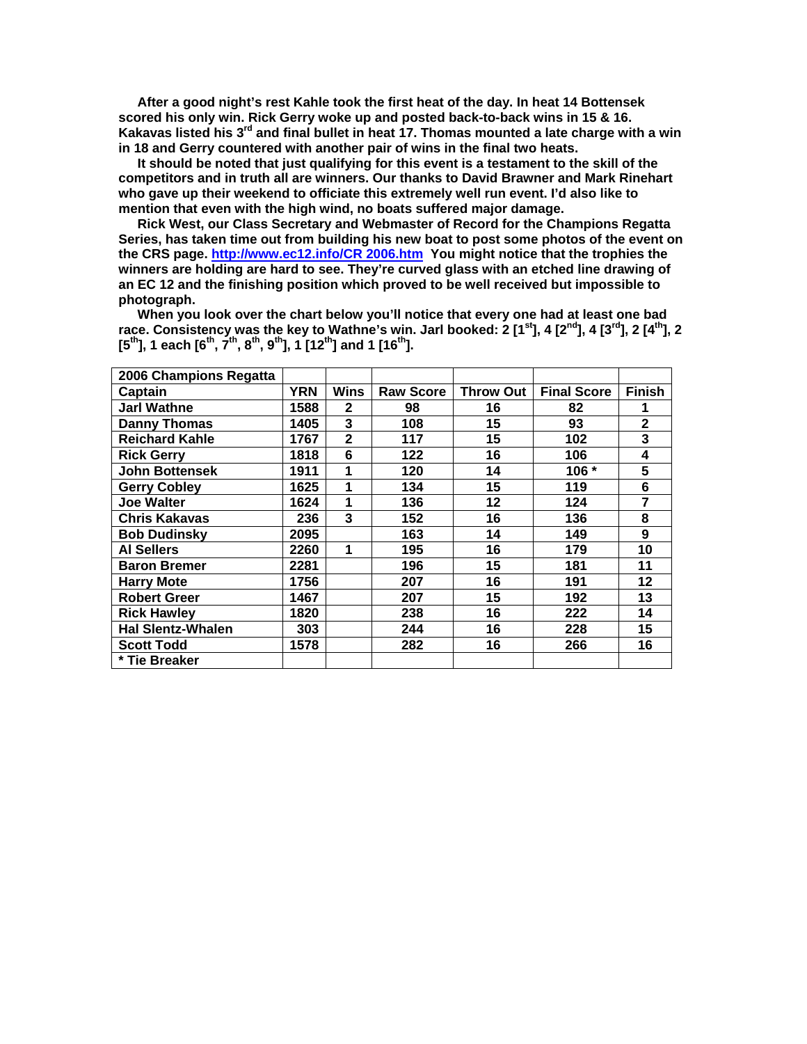**After a good night's rest Kahle took the first heat of the day. In heat 14 Bottensek scored his only win. Rick Gerry woke up and posted back-to-back wins in 15 & 16. Kakavas listed his 3rd and final bullet in heat 17. Thomas mounted a late charge with a win in 18 and Gerry countered with another pair of wins in the final two heats.**

**It should be noted that just qualifying for this event is a testament to the skill of the competitors and in truth all are winners. Our thanks to David Brawner and Mark Rinehart who gave up their weekend to officiate this extremely well run event. I'd also like to mention that even with the high wind, no boats suffered major damage.**

**Rick West, our Class Secretary and Webmaster of Record for the Champions Regatta Series, has taken time out from building his new boat to post some photos of the event on the CRS page. http://www.ec12.info/CR 2006.htm You might notice that the trophies the winners are holding are hard to see. They're curved glass with an etched line drawing of an EC 12 and the finishing position which proved to be well received but impossible to photograph.**

**When you look over the chart below you'll notice that every one had at least one bad race. Consistency was the key to Wathne's win. Jarl booked: 2 [1st], 4 [2nd], 4 [3rd], 2 [4th], 2 [5th], 1 each [6th, 7th, 8th, 9th], 1 [12th] and 1 [16th].**

| 2006 Champions Regatta | | | | | | |
|---|---|---|---|---|---|---|
| **Captain** | **YRN** | **Wins** | **Raw Score** | **Throw Out** | **Final Score** | **Finish** |
| Jarl Wathne | 1588 | 2 | 98 | 16 | 82 | 1 |
| Danny Thomas | 1405 | 3 | 108 | 15 | 93 | 2 |
| Reichard Kahle | 1767 | 2 | 117 | 15 | 102 | 3 |
| Rick Gerry | 1818 | 6 | 122 | 16 | 106 | 4 |
| John Bottensek | 1911 | 1 | 120 | 14 | 106 * | 5 |
| Gerry Cobley | 1625 | 1 | 134 | 15 | 119 | 6 |
| Joe Walter | 1624 | 1 | 136 | 12 | 124 | 7 |
| Chris Kakavas | 236 | 3 | 152 | 16 | 136 | 8 |
| Bob Dudinsky | 2095 | | 163 | 14 | 149 | 9 |
| Al Sellers | 2260 | 1 | 195 | 16 | 179 | 10 |
| Baron Bremer | 2281 | | 196 | 15 | 181 | 11 |
| Harry Mote | 1756 | | 207 | 16 | 191 | 12 |
| Robert Greer | 1467 | | 207 | 15 | 192 | 13 |
| Rick Hawley | 1820 | | 238 | 16 | 222 | 14 |
| Hal Slentz-Whalen | 303 | | 244 | 16 | 228 | 15 |
| Scott Todd | 1578 | | 282 | 16 | 266 | 16 |
| * Tie Breaker | | | | | | |